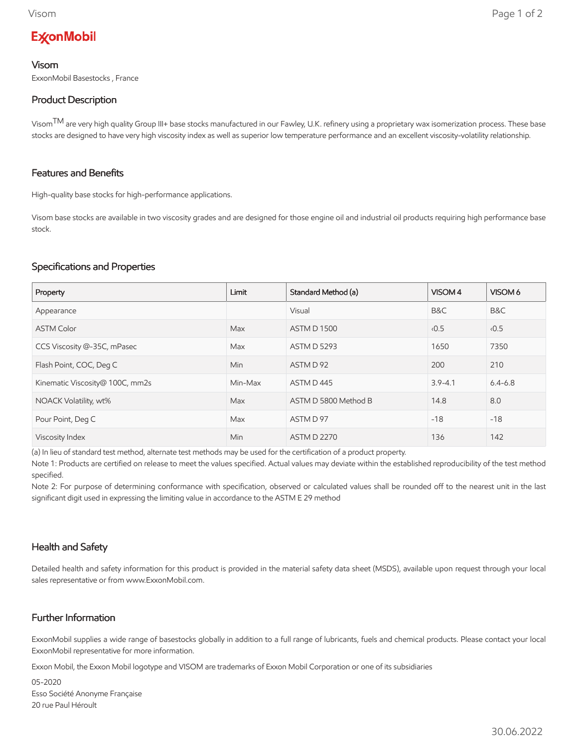# ExxonMobil

## Visom

ExxonMobil Basestocks , France

### Product Description

Visom[TM] are very high quality Group III+ base stocks manufactured in our Fawley, U.K. refinery using a proprietary wax isomerization process. These base stocks are designed to have very high viscosity index as well as superior low temperature performance and an excellent viscosity-volatility relationship.

### Features and Benefits

High-quality base stocks for high-performance applications.

Visom base stocks are available in two viscosity grades and are designed for those engine oil and industrial oil products requiring high performance base stock.

### Specifications and Properties

| Property | Limit | Standard Method (a) | VISOM 4 | VISOM 6 |
|---|---|---|---|---|
| Appearance | | Visual | B&C | B&C |
| ASTM Color | Max | ASTM D 1500 | ‹0.5 | ‹0.5 |
| CCS Viscosity @-35C, mPasec | Max | ASTM D 5293 | 1650 | 7350 |
| Flash Point, COC, Deg C | Min | ASTM D 92 | 200 | 210 |
| Kinematic Viscosity@ 100C, mm2s | Min-Max | ASTM D 445 | 3.9-4.1 | 6.4-6.8 |
| NOACK Volatility, wt% | Max | ASTM D 5800 Method B | 14.8 | 8.0 |
| Pour Point, Deg C | Max | ASTM D 97 | -18 | -18 |
| Viscosity Index | Min | ASTM D 2270 | 136 | 142 |

(a) In lieu of standard test method, alternate test methods may be used for the certification of a product property.

Note 1: Products are certified on release to meet the values specified. Actual values may deviate within the established reproducibility of the test method specified.

Note 2: For purpose of determining conformance with specification, observed or calculated values shall be rounded off to the nearest unit in the last significant digit used in expressing the limiting value in accordance to the ASTM E 29 method

### Health and Safety

Detailed health and safety information for this product is provided in the material safety data sheet (MSDS), available upon request through your local sales representative or from www.ExxonMobil.com.

### Further Information

ExxonMobil supplies a wide range of basestocks globally in addition to a full range of lubricants, fuels and chemical products. Please contact your local ExxonMobil representative for more information.

Exxon Mobil, the Exxon Mobil logotype and VISOM are trademarks of Exxon Mobil Corporation or one of its subsidiaries

05-2020
Esso Société Anonyme Française
20 rue Paul Héroult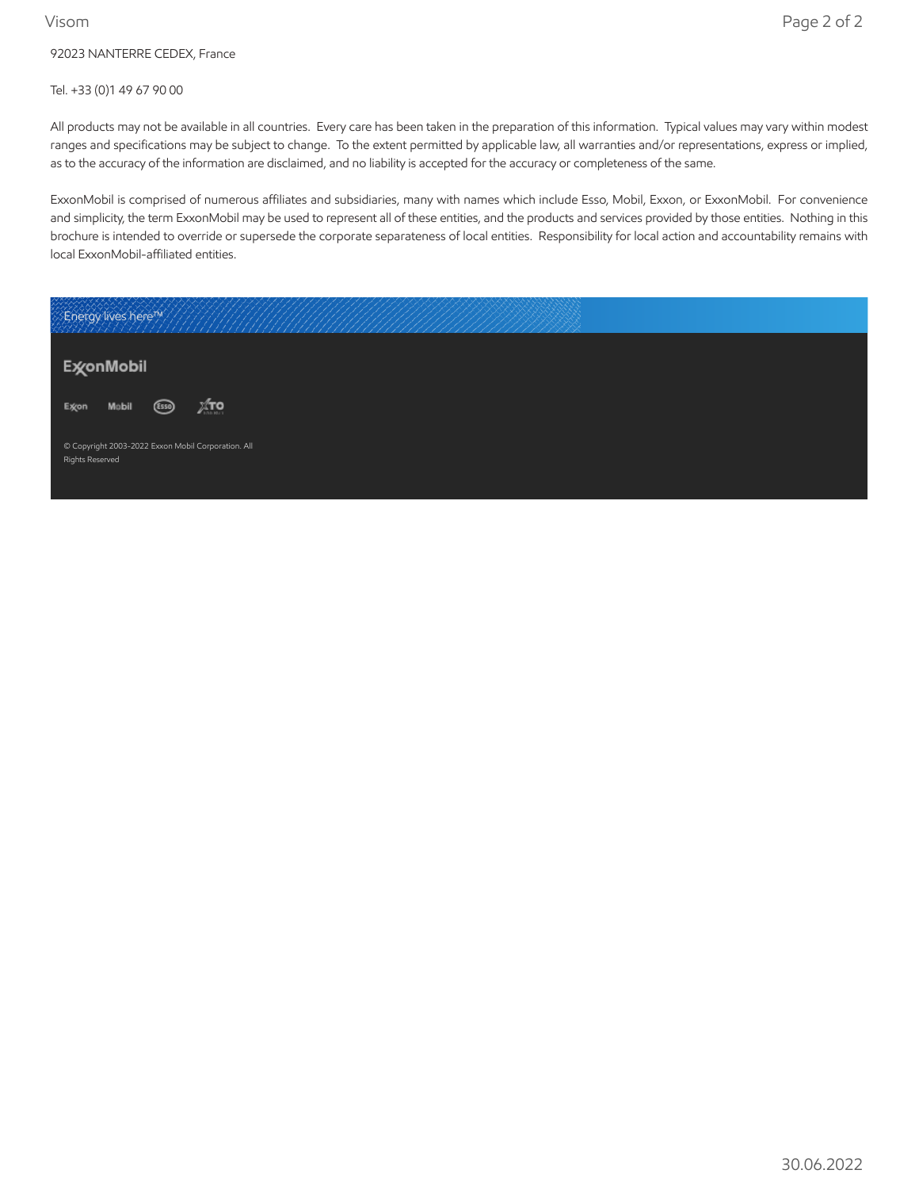92023 NANTERRE CEDEX, France

Tel. +33 (0)1 49 67 90 00

All products may not be available in all countries. Every care has been taken in the preparation of this information. Typical values may vary within modest ranges and specifications may be subject to change. To the extent permitted by applicable law, all warranties and/or representations, express or implied, as to the accuracy of the information are disclaimed, and no liability is accepted for the accuracy or completeness of the same.

ExxonMobil is comprised of numerous affiliates and subsidiaries, many with names which include Esso, Mobil, Exxon, or ExxonMobil. For convenience and simplicity, the term ExxonMobil may be used to represent all of these entities, and the products and services provided by those entities. Nothing in this brochure is intended to override or supersede the corporate separateness of local entities. Responsibility for local action and accountability remains with local ExxonMobil-affiliated entities.

Energy lives here™

ExxonMobil

Exxon Mobil Esso XTO

© Copyright 2003-2022 Exxon Mobil Corporation. All Rights Reserved